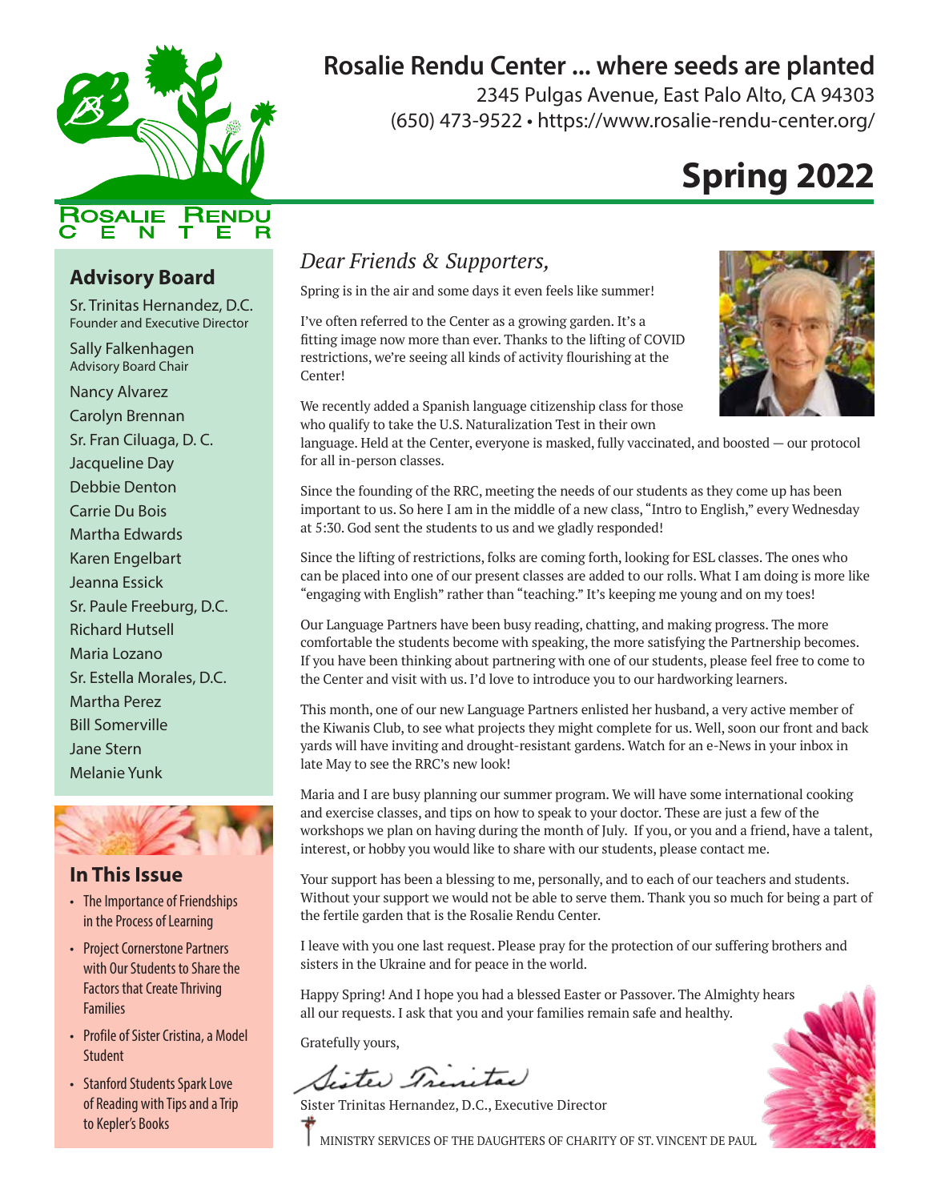# Rosalie Rendu Center ... where seeds are planted

2345 Pulgas Avenue, East Palo Alto, CA 94303
(650) 473-9522 • https://www.rosalie-rendu-center.org/

ROSALIE RENDU CENTER

## Spring 2022

*Dear Friends & Supporters,*

Spring is in the air and some days it even feels like summer!

I've often referred to the Center as a growing garden. It's a fitting image now more than ever. Thanks to the lifting of COVID restrictions, we're seeing all kinds of activity flourishing at the Center!

We recently added a Spanish language citizenship class for those who qualify to take the U.S. Naturalization Test in their own language. Held at the Center, everyone is masked, fully vaccinated, and boosted — our protocol for all in-person classes.

Since the founding of the RRC, meeting the needs of our students as they come up has been important to us. So here I am in the middle of a new class, "Intro to English," every Wednesday at 5:30. God sent the students to us and we gladly responded!

Since the lifting of restrictions, folks are coming forth, looking for ESL classes. The ones who can be placed into one of our present classes are added to our rolls. What I am doing is more like "engaging with English" rather than "teaching." It's keeping me young and on my toes!

Our Language Partners have been busy reading, chatting, and making progress. The more comfortable the students become with speaking, the more satisfying the Partnership becomes. If you have been thinking about partnering with one of our students, please feel free to come to the Center and visit with us. I'd love to introduce you to our hardworking learners.

This month, one of our new Language Partners enlisted her husband, a very active member of the Kiwanis Club, to see what projects they might complete for us. Well, soon our front and back yards will have inviting and drought-resistant gardens. Watch for an e-News in your inbox in late May to see the RRC's new look!

Maria and I are busy planning our summer program. We will have some international cooking and exercise classes, and tips on how to speak to your doctor. These are just a few of the workshops we plan on having during the month of July. If you, or you and a friend, have a talent, interest, or hobby you would like to share with our students, please contact me.

Your support has been a blessing to me, personally, and to each of our teachers and students. Without your support we would not be able to serve them. Thank you so much for being a part of the fertile garden that is the Rosalie Rendu Center.

I leave with you one last request. Please pray for the protection of our suffering brothers and sisters in the Ukraine and for peace in the world.

Happy Spring! And I hope you had a blessed Easter or Passover. The Almighty hears all our requests. I ask that you and your families remain safe and healthy.

Gratefully yours,

*Sister Trinitas*

Sister Trinitas Hernandez, D.C., Executive Director

MINISTRY SERVICES OF THE DAUGHTERS OF CHARITY OF ST. VINCENT DE PAUL

## Advisory Board

Sr. Trinitas Hernandez, D.C.
Founder and Executive Director

Sally Falkenhagen
Advisory Board Chair

Nancy Alvarez
Carolyn Brennan
Sr. Fran Ciluaga, D. C.
Jacqueline Day
Debbie Denton
Carrie Du Bois
Martha Edwards
Karen Engelbart
Jeanna Essick
Sr. Paule Freeburg, D.C.
Richard Hutsell
Maria Lozano
Sr. Estella Morales, D.C.
Martha Perez
Bill Somerville
Jane Stern
Melanie Yunk

## In This Issue

- The Importance of Friendships in the Process of Learning
- Project Cornerstone Partners with Our Students to Share the Factors that Create Thriving Families
- Profile of Sister Cristina, a Model Student
- Stanford Students Spark Love of Reading with Tips and a Trip to Kepler's Books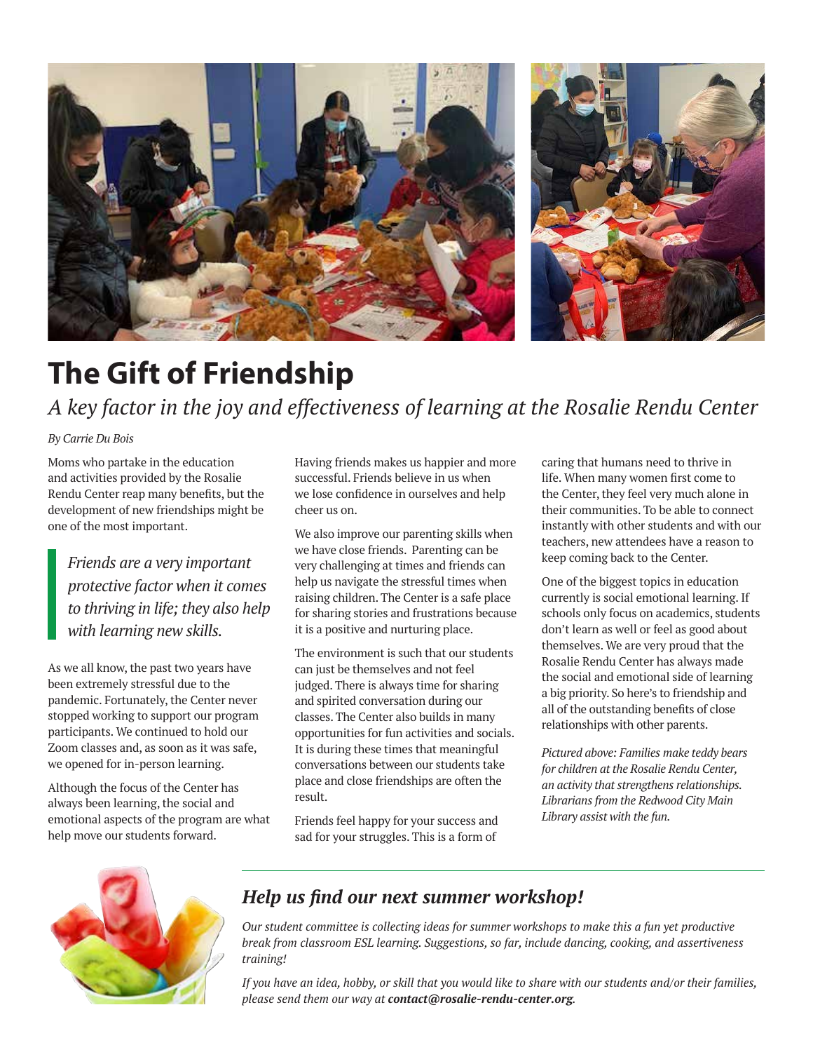# The Gift of Friendship

*A key factor in the joy and effectiveness of learning at the Rosalie Rendu Center*

*By Carrie Du Bois*

Moms who partake in the education and activities provided by the Rosalie Rendu Center reap many benefits, but the development of new friendships might be one of the most important.

> *Friends are a very important protective factor when it comes to thriving in life; they also help with learning new skills.*

As we all know, the past two years have been extremely stressful due to the pandemic. Fortunately, the Center never stopped working to support our program participants. We continued to hold our Zoom classes and, as soon as it was safe, we opened for in-person learning.

Although the focus of the Center has always been learning, the social and emotional aspects of the program are what help move our students forward.

Having friends makes us happier and more successful. Friends believe in us when we lose confidence in ourselves and help cheer us on.

We also improve our parenting skills when we have close friends. Parenting can be very challenging at times and friends can help us navigate the stressful times when raising children. The Center is a safe place for sharing stories and frustrations because it is a positive and nurturing place.

The environment is such that our students can just be themselves and not feel judged. There is always time for sharing and spirited conversation during our classes. The Center also builds in many opportunities for fun activities and socials. It is during these times that meaningful conversations between our students take place and close friendships are often the result.

Friends feel happy for your success and sad for your struggles. This is a form of caring that humans need to thrive in life. When many women first come to the Center, they feel very much alone in their communities. To be able to connect instantly with other students and with our teachers, new attendees have a reason to keep coming back to the Center.

One of the biggest topics in education currently is social emotional learning. If schools only focus on academics, students don't learn as well or feel as good about themselves. We are very proud that the Rosalie Rendu Center has always made the social and emotional side of learning a big priority. So here's to friendship and all of the outstanding benefits of close relationships with other parents.

*Pictured above: Families make teddy bears for children at the Rosalie Rendu Center, an activity that strengthens relationships. Librarians from the Redwood City Main Library assist with the fun.*

## *Help us find our next summer workshop!*

*Our student committee is collecting ideas for summer workshops to make this a fun yet productive break from classroom ESL learning. Suggestions, so far, include dancing, cooking, and assertiveness training!*

*If you have an idea, hobby, or skill that you would like to share with our students and/or their families, please send them our way at **contact@rosalie-rendu-center.org**.*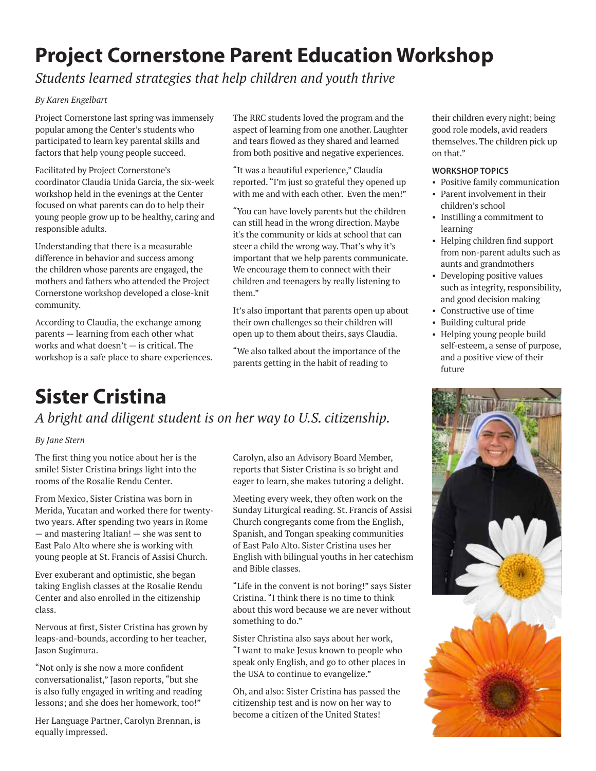# Project Cornerstone Parent Education Workshop

*Students learned strategies that help children and youth thrive*

*By Karen Engelbart*

Project Cornerstone last spring was immensely popular among the Center's students who participated to learn key parental skills and factors that help young people succeed.

Facilitated by Project Cornerstone's coordinator Claudia Unida Garcia, the six-week workshop held in the evenings at the Center focused on what parents can do to help their young people grow up to be healthy, caring and responsible adults.

Understanding that there is a measurable difference in behavior and success among the children whose parents are engaged, the mothers and fathers who attended the Project Cornerstone workshop developed a close-knit community.

According to Claudia, the exchange among parents — learning from each other what works and what doesn't — is critical. The workshop is a safe place to share experiences.

The RRC students loved the program and the aspect of learning from one another. Laughter and tears flowed as they shared and learned from both positive and negative experiences.

"It was a beautiful experience," Claudia reported. "I'm just so grateful they opened up with me and with each other. Even the men!"

"You can have lovely parents but the children can still head in the wrong direction. Maybe it's the community or kids at school that can steer a child the wrong way. That's why it's important that we help parents communicate. We encourage them to connect with their children and teenagers by really listening to them."

It's also important that parents open up about their own challenges so their children will open up to them about theirs, says Claudia.

"We also talked about the importance of the parents getting in the habit of reading to their children every night; being good role models, avid readers themselves. The children pick up on that."

**WORKSHOP TOPICS**

- Positive family communication
- Parent involvement in their children's school
- Instilling a commitment to learning
- Helping children find support from non-parent adults such as aunts and grandmothers
- Developing positive values such as integrity, responsibility, and good decision making
- Constructive use of time
- Building cultural pride
- Helping young people build self-esteem, a sense of purpose, and a positive view of their future

# Sister Cristina

*A bright and diligent student is on her way to U.S. citizenship.*

*By Jane Stern*

The first thing you notice about her is the smile! Sister Cristina brings light into the rooms of the Rosalie Rendu Center.

From Mexico, Sister Cristina was born in Merida, Yucatan and worked there for twenty-two years. After spending two years in Rome — and mastering Italian! — she was sent to East Palo Alto where she is working with young people at St. Francis of Assisi Church.

Ever exuberant and optimistic, she began taking English classes at the Rosalie Rendu Center and also enrolled in the citizenship class.

Nervous at first, Sister Cristina has grown by leaps-and-bounds, according to her teacher, Jason Sugimura.

"Not only is she now a more confident conversationalist," Jason reports, "but she is also fully engaged in writing and reading lessons; and she does her homework, too!"

Her Language Partner, Carolyn Brennan, is equally impressed.

Carolyn, also an Advisory Board Member, reports that Sister Cristina is so bright and eager to learn, she makes tutoring a delight.

Meeting every week, they often work on the Sunday Liturgical reading. St. Francis of Assisi Church congregants come from the English, Spanish, and Tongan speaking communities of East Palo Alto. Sister Cristina uses her English with bilingual youths in her catechism and Bible classes.

"Life in the convent is not boring!" says Sister Cristina. "I think there is no time to think about this word because we are never without something to do."

Sister Christina also says about her work, "I want to make Jesus known to people who speak only English, and go to other places in the USA to continue to evangelize."

Oh, and also: Sister Cristina has passed the citizenship test and is now on her way to become a citizen of the United States!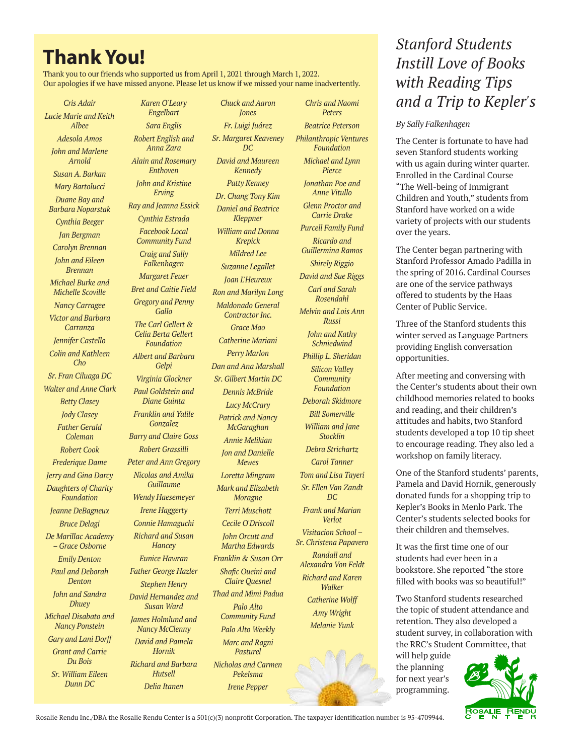# Thank You!

Thank you to our friends who supported us from April 1, 2021 through March 1, 2022.
Our apologies if we have missed anyone. Please let us know if we missed your name inadvertently.

*Cris Adair*
*Lucie Marie and Keith Albee*
*Adesola Amos*
*John and Marlene Arnold*
*Susan A. Barkan*
*Mary Bartolucci*
*Duane Bay and Barbara Noparstak*
*Cynthia Beeger*
*Jan Bergman*
*Carolyn Brennan*
*John and Eileen Brennan*
*Michael Burke and Michelle Scoville*
*Nancy Carragee*
*Victor and Barbara Carranza*
*Jennifer Castello*
*Colin and Kathleen Cho*
*Sr. Fran Ciluaga DC*
*Walter and Anne Clark*
*Betty Clasey*
*Jody Clasey*
*Father Gerald Coleman*
*Robert Cook*
*Frederique Dame*
*Jerry and Gina Darcy*
*Daughters of Charity Foundation*
*Jeanne DeBagneux*
*Bruce Delagi*
*De Marillac Academy – Grace Osborne*
*Emily Denton*
*Paul and Deborah Denton*
*John and Sandra Dhuey*
*Michael Disabato and Nancy Ponstein*
*Gary and Lani Dorff*
*Grant and Carrie Du Bois*
*Sr. William Eileen Dunn DC*
*Karen O'Leary Engelbart*
*Sara Englis*
*Robert English and Anna Zara*
*Alain and Rosemary Enthoven*
*John and Kristine Erving*
*Ray and Jeanna Essick*
*Cynthia Estrada*
*Facebook Local Community Fund*
*Craig and Sally Falkenhagen*
*Margaret Feuer*
*Bret and Caitie Field*
*Gregory and Penny Gallo*
*The Carl Gellert & Celia Berta Gellert Foundation*
*Albert and Barbara Gelpi*
*Virginia Glockner*
*Paul Goldstein and Diane Guinta*
*Franklin and Yalile Gonzalez*
*Barry and Claire Goss*
*Robert Grassilli*
*Peter and Ann Gregory*
*Nicolas and Amika Guillaume*
*Wendy Haesemeyer*
*Irene Haggerty*
*Connie Hamaguchi*
*Richard and Susan Hancey*
*Eunice Hawran*
*Father George Hazler*
*Stephen Henry*
*David Hernandez and Susan Ward*
*James Holmlund and Nancy McClenny*
*David and Pamela Hornik*
*Richard and Barbara Hutsell*
*Delia Itanen*
*Chuck and Aaron Jones*
*Fr. Luigi Juárez*
*Sr. Margaret Keaveney DC*
*David and Maureen Kennedy*
*Patty Kenney*
*Dr. Chang Tony Kim*
*Daniel and Beatrice Kleppner*
*William and Donna Krepick*
*Mildred Lee*
*Suzanne Legallet*
*Joan L'Heureux*
*Ron and Marilyn Long*
*Maldonado General Contractor Inc.*
*Grace Mao*
*Catherine Mariani*
*Perry Marlon*
*Dan and Ana Marshall*
*Sr. Gilbert Martin DC*
*Dennis McBride*
*Lucy McCrary*
*Patrick and Nancy McGaraghan*
*Annie Melikian*
*Jon and Danielle Mewes*
*Loretta Mingram*
*Mark and Elizabeth Moragne*
*Terri Muschott*
*Cecile O'Driscoll*
*John Orcutt and Martha Edwards*
*Franklin & Susan Orr*
*Shafic Oueini and Claire Quesnel*
*Thad and Mimi Padua*
*Palo Alto Community Fund*
*Palo Alto Weekly*
*Marc and Ragni Pasturel*
*Nicholas and Carmen Pekelsma*
*Irene Pepper*
*Chris and Naomi Peters*
*Beatrice Peterson*
*Philanthropic Ventures Foundation*
*Michael and Lynn Pierce*
*Jonathan Poe and Anne Vitullo*
*Glenn Proctor and Carrie Drake*
*Purcell Family Fund*
*Ricardo and Guillermina Ramos*
*Shirely Riggio*
*David and Sue Riggs*
*Carl and Sarah Rosendahl*
*Melvin and Lois Ann Russi*
*John and Kathy Schniedwind*
*Phillip L. Sheridan*
*Silicon Valley Community Foundation*
*Deborah Skidmore*
*Bill Somerville*
*William and Jane Stocklin*
*Debra Strichartz*
*Carol Tanner*
*Tom and Lisa Tayeri*
*Sr. Ellen Van Zandt DC*
*Frank and Marian Verlot*
*Visitacion School – Sr. Christena Papavero*
*Randall and Alexandra Von Feldt*
*Richard and Karen Walker*
*Catherine Wolff*
*Amy Wright*
*Melanie Yunk*

## *Stanford Students Instill Love of Books with Reading Tips and a Trip to Kepler's*

*By Sally Falkenhagen*

The Center is fortunate to have had seven Stanford students working with us again during winter quarter. Enrolled in the Cardinal Course "The Well-being of Immigrant Children and Youth," students from Stanford have worked on a wide variety of projects with our students over the years.

The Center began partnering with Stanford Professor Amado Padilla in the spring of 2016. Cardinal Courses are one of the service pathways offered to students by the Haas Center of Public Service.

Three of the Stanford students this winter served as Language Partners providing English conversation opportunities.

After meeting and conversing with the Center's students about their own childhood memories related to books and reading, and their children's attitudes and habits, two Stanford students developed a top 10 tip sheet to encourage reading. They also led a workshop on family literacy.

One of the Stanford students' parents, Pamela and David Hornik, generously donated funds for a shopping trip to Kepler's Books in Menlo Park. The Center's students selected books for their children and themselves.

It was the first time one of our students had ever been in a bookstore. She reported "the store filled with books was so beautiful!"

Two Stanford students researched the topic of student attendance and retention. They also developed a student survey, in collaboration with the RRC's Student Committee, that will help guide the planning for next year's programming.

Rosalie Rendu Inc./DBA the Rosalie Rendu Center is a 501(c)(3) nonprofit Corporation. The taxpayer identification number is 95-4709944.